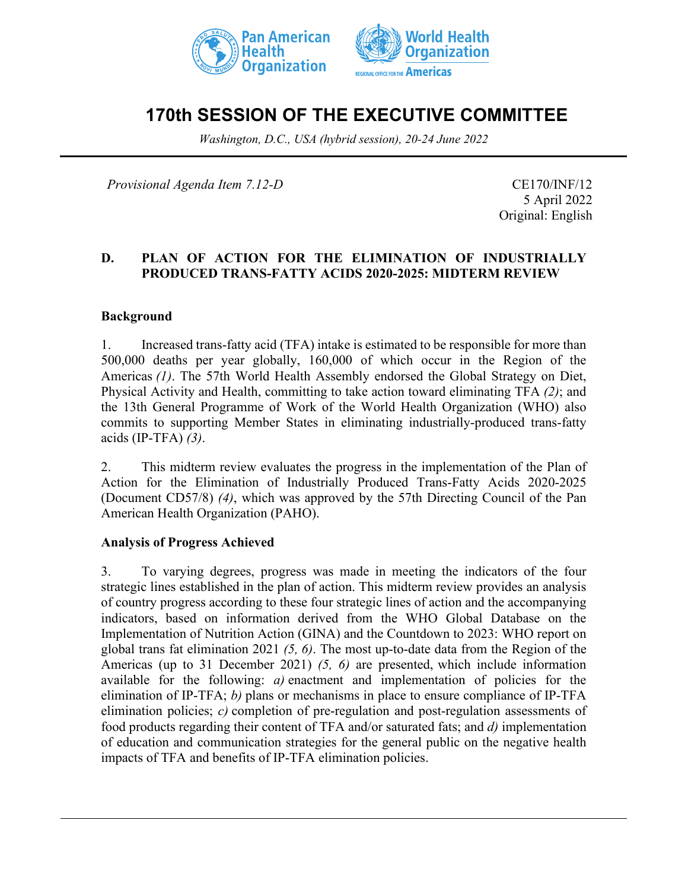# 170th SESSION OF THE EXECUTIVE COMMITTEE

*Washington, D.C., USA (hybrid session), 20-24 June 2022*

*Provisional Agenda Item 7.12-D*

CE170/INF/12
5 April 2022
Original: English

## D. PLAN OF ACTION FOR THE ELIMINATION OF INDUSTRIALLY PRODUCED TRANS-FATTY ACIDS 2020-2025: MIDTERM REVIEW

### Background

1. Increased trans-fatty acid (TFA) intake is estimated to be responsible for more than 500,000 deaths per year globally, 160,000 of which occur in the Region of the Americas *(1)*. The 57th World Health Assembly endorsed the Global Strategy on Diet, Physical Activity and Health, committing to take action toward eliminating TFA *(2)*; and the 13th General Programme of Work of the World Health Organization (WHO) also commits to supporting Member States in eliminating industrially-produced trans-fatty acids (IP-TFA) *(3)*.

2. This midterm review evaluates the progress in the implementation of the Plan of Action for the Elimination of Industrially Produced Trans-Fatty Acids 2020-2025 (Document CD57/8) *(4)*, which was approved by the 57th Directing Council of the Pan American Health Organization (PAHO).

### Analysis of Progress Achieved

3. To varying degrees, progress was made in meeting the indicators of the four strategic lines established in the plan of action. This midterm review provides an analysis of country progress according to these four strategic lines of action and the accompanying indicators, based on information derived from the WHO Global Database on the Implementation of Nutrition Action (GINA) and the Countdown to 2023: WHO report on global trans fat elimination 2021 *(5, 6)*. The most up-to-date data from the Region of the Americas (up to 31 December 2021) *(5, 6)* are presented, which include information available for the following: *a)* enactment and implementation of policies for the elimination of IP-TFA; *b)* plans or mechanisms in place to ensure compliance of IP-TFA elimination policies; *c)* completion of pre-regulation and post-regulation assessments of food products regarding their content of TFA and/or saturated fats; and *d)* implementation of education and communication strategies for the general public on the negative health impacts of TFA and benefits of IP-TFA elimination policies.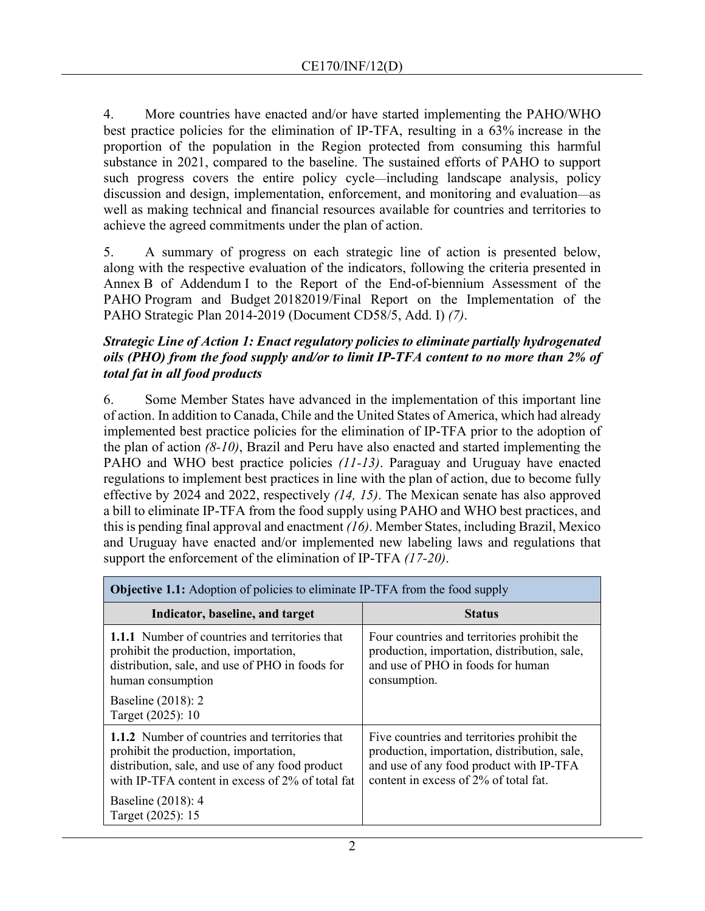4. More countries have enacted and/or have started implementing the PAHO/WHO best practice policies for the elimination of IP-TFA, resulting in a 63% increase in the proportion of the population in the Region protected from consuming this harmful substance in 2021, compared to the baseline. The sustained efforts of PAHO to support such progress covers the entire policy cycle—including landscape analysis, policy discussion and design, implementation, enforcement, and monitoring and evaluation—as well as making technical and financial resources available for countries and territories to achieve the agreed commitments under the plan of action.

5. A summary of progress on each strategic line of action is presented below, along with the respective evaluation of the indicators, following the criteria presented in Annex B of Addendum I to the Report of the End-of-biennium Assessment of the PAHO Program and Budget 20182019/Final Report on the Implementation of the PAHO Strategic Plan 2014-2019 (Document CD58/5, Add. I) *(7)*.

***Strategic Line of Action 1: Enact regulatory policies to eliminate partially hydrogenated oils (PHO) from the food supply and/or to limit IP-TFA content to no more than 2% of total fat in all food products***

6. Some Member States have advanced in the implementation of this important line of action. In addition to Canada, Chile and the United States of America, which had already implemented best practice policies for the elimination of IP-TFA prior to the adoption of the plan of action *(8-10)*, Brazil and Peru have also enacted and started implementing the PAHO and WHO best practice policies *(11-13)*. Paraguay and Uruguay have enacted regulations to implement best practices in line with the plan of action, due to become fully effective by 2024 and 2022, respectively *(14, 15)*. The Mexican senate has also approved a bill to eliminate IP-TFA from the food supply using PAHO and WHO best practices, and this is pending final approval and enactment *(16)*. Member States, including Brazil, Mexico and Uruguay have enacted and/or implemented new labeling laws and regulations that support the enforcement of the elimination of IP-TFA *(17-20)*.

| **Objective 1.1:** Adoption of policies to eliminate IP-TFA from the food supply | |
|---|---|
| **Indicator, baseline, and target** | **Status** |
| **1.1.1** Number of countries and territories that prohibit the production, importation, distribution, sale, and use of PHO in foods for human consumption<br><br>Baseline (2018): 2<br>Target (2025): 10 | Four countries and territories prohibit the production, importation, distribution, sale, and use of PHO in foods for human consumption. |
| **1.1.2** Number of countries and territories that prohibit the production, importation, distribution, sale, and use of any food product with IP-TFA content in excess of 2% of total fat<br><br>Baseline (2018): 4<br>Target (2025): 15 | Five countries and territories prohibit the production, importation, distribution, sale, and use of any food product with IP-TFA content in excess of 2% of total fat. |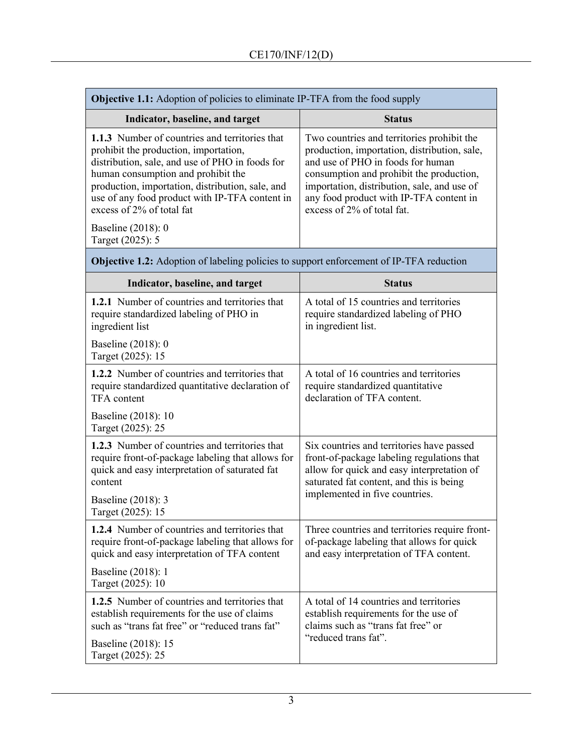| Objective 1.1: Adoption of policies to eliminate IP-TFA from the food supply | |
|---|---|
| **Indicator, baseline, and target** | **Status** |
| **1.1.3** Number of countries and territories that prohibit the production, importation, distribution, sale, and use of PHO in foods for human consumption and prohibit the production, importation, distribution, sale, and use of any food product with IP-TFA content in excess of 2% of total fat<br><br>Baseline (2018): 0<br>Target (2025): 5 | Two countries and territories prohibit the production, importation, distribution, sale, and use of PHO in foods for human consumption and prohibit the production, importation, distribution, sale, and use of any food product with IP-TFA content in excess of 2% of total fat. |

| Objective 1.2: Adoption of labeling policies to support enforcement of IP-TFA reduction | |
|---|---|
| **Indicator, baseline, and target** | **Status** |
| **1.2.1** Number of countries and territories that require standardized labeling of PHO in ingredient list<br><br>Baseline (2018): 0<br>Target (2025): 15 | A total of 15 countries and territories require standardized labeling of PHO in ingredient list. |
| **1.2.2** Number of countries and territories that require standardized quantitative declaration of TFA content<br><br>Baseline (2018): 10<br>Target (2025): 25 | A total of 16 countries and territories require standardized quantitative declaration of TFA content. |
| **1.2.3** Number of countries and territories that require front-of-package labeling that allows for quick and easy interpretation of saturated fat content<br><br>Baseline (2018): 3<br>Target (2025): 15 | Six countries and territories have passed front-of-package labeling regulations that allow for quick and easy interpretation of saturated fat content, and this is being implemented in five countries. |
| **1.2.4** Number of countries and territories that require front-of-package labeling that allows for quick and easy interpretation of TFA content<br><br>Baseline (2018): 1<br>Target (2025): 10 | Three countries and territories require front-of-package labeling that allows for quick and easy interpretation of TFA content. |
| **1.2.5** Number of countries and territories that establish requirements for the use of claims such as "trans fat free" or "reduced trans fat"<br><br>Baseline (2018): 15<br>Target (2025): 25 | A total of 14 countries and territories establish requirements for the use of claims such as "trans fat free" or "reduced trans fat". |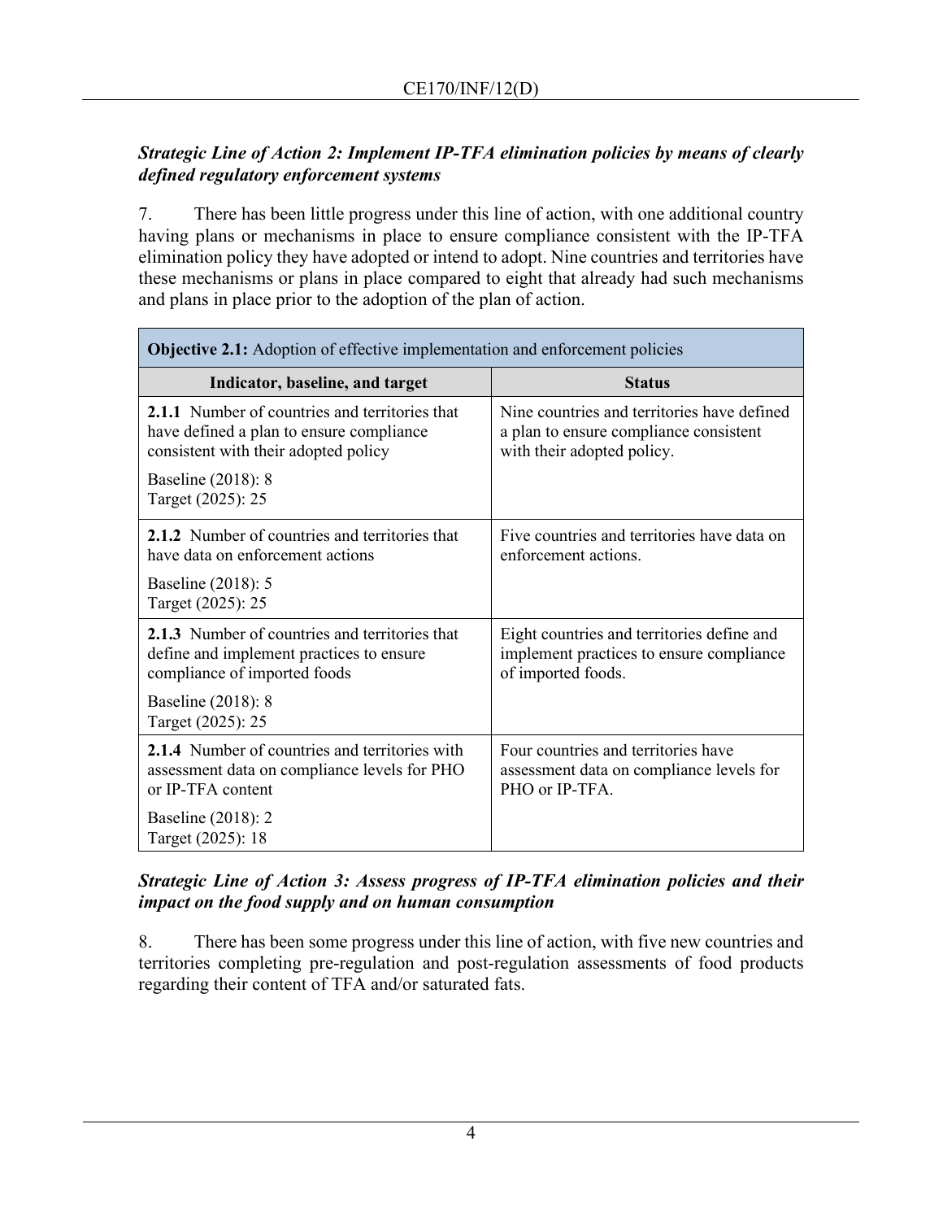*Strategic Line of Action 2: Implement IP-TFA elimination policies by means of clearly defined regulatory enforcement systems*

7. There has been little progress under this line of action, with one additional country having plans or mechanisms in place to ensure compliance consistent with the IP-TFA elimination policy they have adopted or intend to adopt. Nine countries and territories have these mechanisms or plans in place compared to eight that already had such mechanisms and plans in place prior to the adoption of the plan of action.

| **Objective 2.1:** Adoption of effective implementation and enforcement policies | |
|---|---|
| **Indicator, baseline, and target** | **Status** |
| **2.1.1** Number of countries and territories that have defined a plan to ensure compliance consistent with their adopted policy<br><br>Baseline (2018): 8<br>Target (2025): 25 | Nine countries and territories have defined a plan to ensure compliance consistent with their adopted policy. |
| **2.1.2** Number of countries and territories that have data on enforcement actions<br><br>Baseline (2018): 5<br>Target (2025): 25 | Five countries and territories have data on enforcement actions. |
| **2.1.3** Number of countries and territories that define and implement practices to ensure compliance of imported foods<br><br>Baseline (2018): 8<br>Target (2025): 25 | Eight countries and territories define and implement practices to ensure compliance of imported foods. |
| **2.1.4** Number of countries and territories with assessment data on compliance levels for PHO or IP-TFA content<br><br>Baseline (2018): 2<br>Target (2025): 18 | Four countries and territories have assessment data on compliance levels for PHO or IP-TFA. |

*Strategic Line of Action 3: Assess progress of IP-TFA elimination policies and their impact on the food supply and on human consumption*

8. There has been some progress under this line of action, with five new countries and territories completing pre-regulation and post-regulation assessments of food products regarding their content of TFA and/or saturated fats.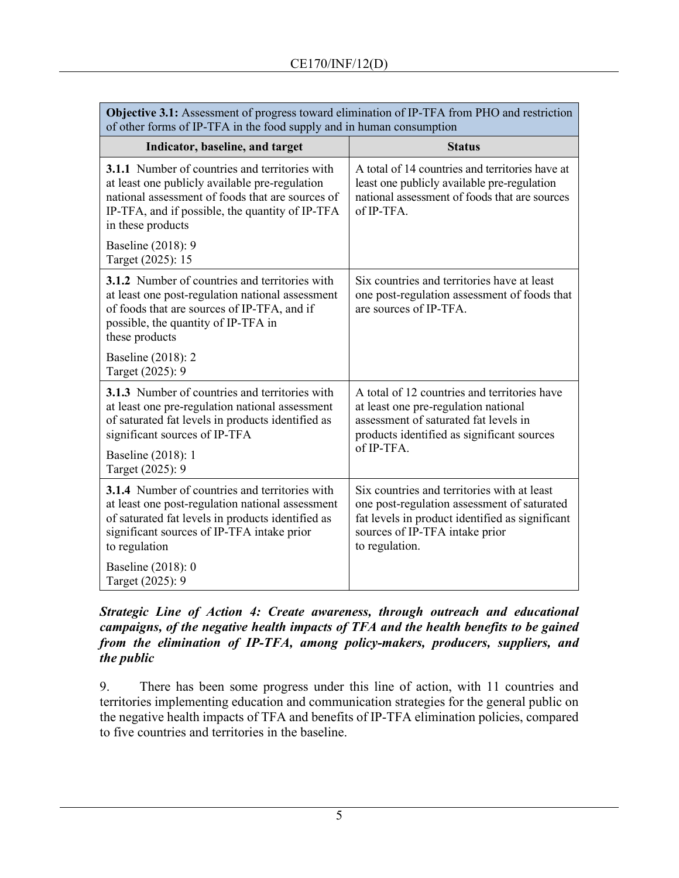| **Objective 3.1:** Assessment of progress toward elimination of IP-TFA from PHO and restriction of other forms of IP-TFA in the food supply and in human consumption | |
|---|---|
| **Indicator, baseline, and target** | **Status** |
| **3.1.1** Number of countries and territories with at least one publicly available pre-regulation national assessment of foods that are sources of IP-TFA, and if possible, the quantity of IP-TFA in these products<br><br>Baseline (2018): 9<br>Target (2025): 15 | A total of 14 countries and territories have at least one publicly available pre-regulation national assessment of foods that are sources of IP-TFA. |
| **3.1.2** Number of countries and territories with at least one post-regulation national assessment of foods that are sources of IP-TFA, and if possible, the quantity of IP-TFA in these products<br><br>Baseline (2018): 2<br>Target (2025): 9 | Six countries and territories have at least one post-regulation assessment of foods that are sources of IP-TFA. |
| **3.1.3** Number of countries and territories with at least one pre-regulation national assessment of saturated fat levels in products identified as significant sources of IP-TFA<br><br>Baseline (2018): 1<br>Target (2025): 9 | A total of 12 countries and territories have at least one pre-regulation national assessment of saturated fat levels in products identified as significant sources of IP-TFA. |
| **3.1.4** Number of countries and territories with at least one post-regulation national assessment of saturated fat levels in products identified as significant sources of IP-TFA intake prior to regulation<br><br>Baseline (2018): 0<br>Target (2025): 9 | Six countries and territories with at least one post-regulation assessment of saturated fat levels in product identified as significant sources of IP-TFA intake prior to regulation. |

***Strategic Line of Action 4: Create awareness, through outreach and educational campaigns, of the negative health impacts of TFA and the health benefits to be gained from the elimination of IP-TFA, among policy-makers, producers, suppliers, and the public***

9. There has been some progress under this line of action, with 11 countries and territories implementing education and communication strategies for the general public on the negative health impacts of TFA and benefits of IP-TFA elimination policies, compared to five countries and territories in the baseline.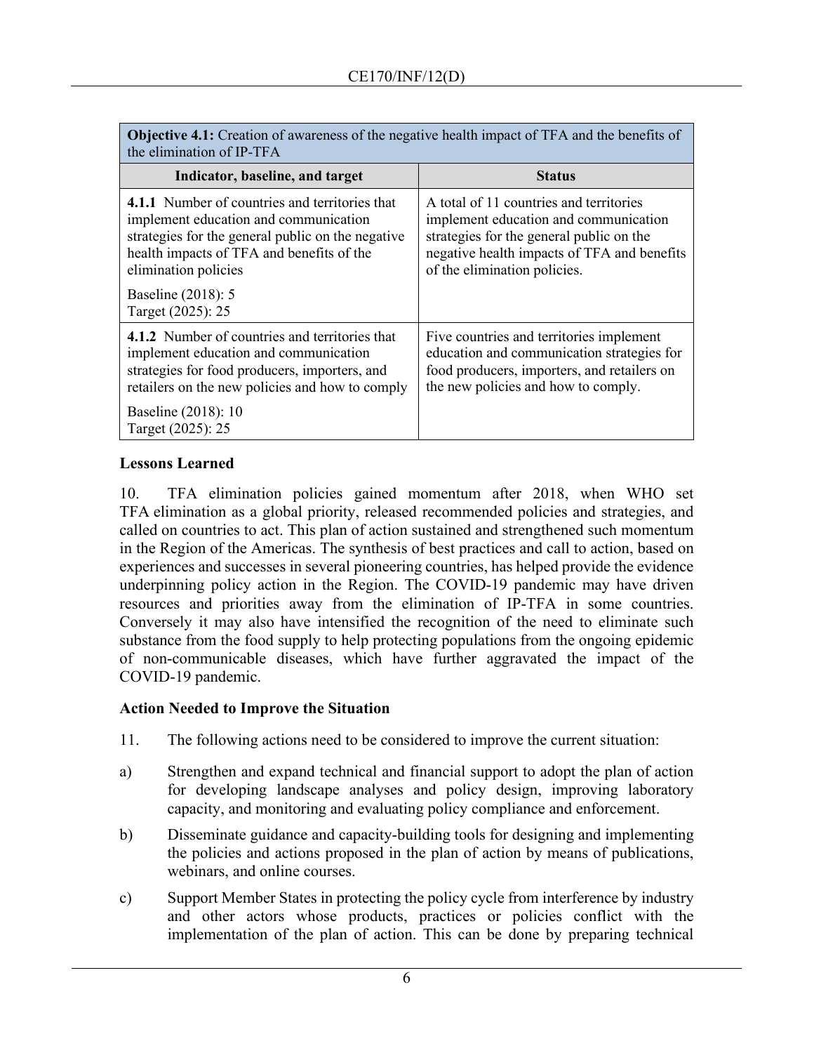| **Objective 4.1:** Creation of awareness of the negative health impact of TFA and the benefits of the elimination of IP-TFA | |
|---|---|
| **Indicator, baseline, and target** | **Status** |
| **4.1.1** Number of countries and territories that implement education and communication strategies for the general public on the negative health impacts of TFA and benefits of the elimination policies<br><br>Baseline (2018): 5<br>Target (2025): 25 | A total of 11 countries and territories implement education and communication strategies for the general public on the negative health impacts of TFA and benefits of the elimination policies. |
| **4.1.2** Number of countries and territories that implement education and communication strategies for food producers, importers, and retailers on the new policies and how to comply<br><br>Baseline (2018): 10<br>Target (2025): 25 | Five countries and territories implement education and communication strategies for food producers, importers, and retailers on the new policies and how to comply. |

**Lessons Learned**

10. TFA elimination policies gained momentum after 2018, when WHO set TFA elimination as a global priority, released recommended policies and strategies, and called on countries to act. This plan of action sustained and strengthened such momentum in the Region of the Americas. The synthesis of best practices and call to action, based on experiences and successes in several pioneering countries, has helped provide the evidence underpinning policy action in the Region. The COVID-19 pandemic may have driven resources and priorities away from the elimination of IP-TFA in some countries. Conversely it may also have intensified the recognition of the need to eliminate such substance from the food supply to help protecting populations from the ongoing epidemic of non-communicable diseases, which have further aggravated the impact of the COVID-19 pandemic.

**Action Needed to Improve the Situation**

11. The following actions need to be considered to improve the current situation:

a) Strengthen and expand technical and financial support to adopt the plan of action for developing landscape analyses and policy design, improving laboratory capacity, and monitoring and evaluating policy compliance and enforcement.

b) Disseminate guidance and capacity-building tools for designing and implementing the policies and actions proposed in the plan of action by means of publications, webinars, and online courses.

c) Support Member States in protecting the policy cycle from interference by industry and other actors whose products, practices or policies conflict with the implementation of the plan of action. This can be done by preparing technical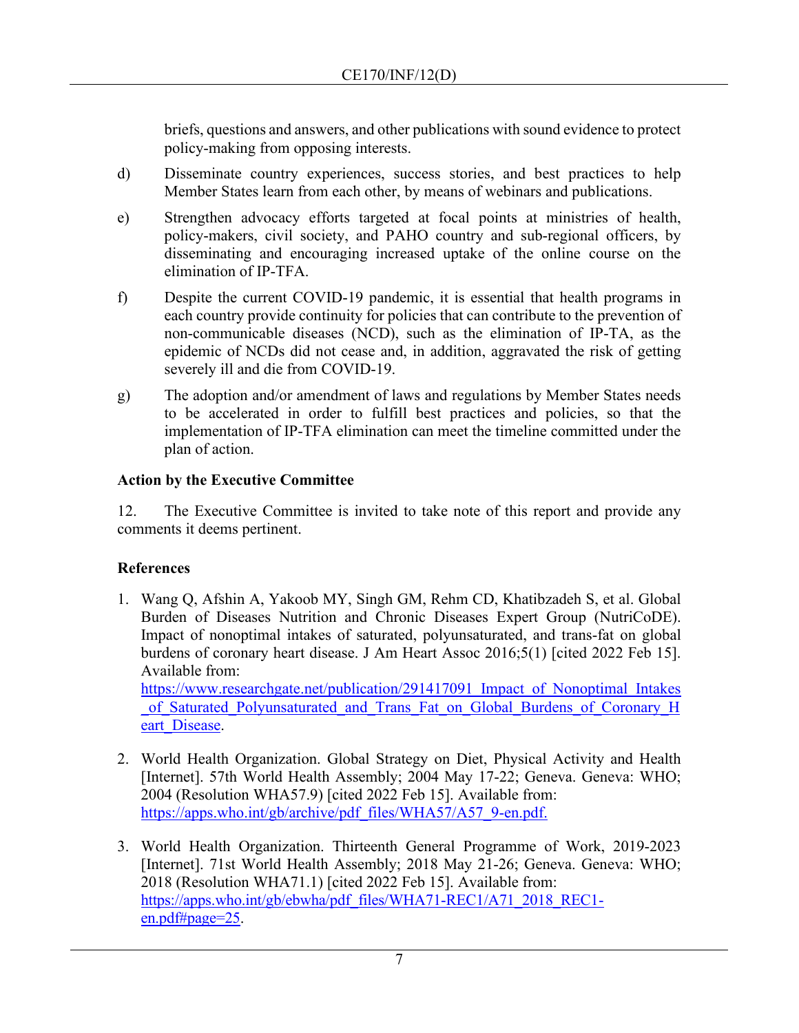briefs, questions and answers, and other publications with sound evidence to protect policy-making from opposing interests.

d) Disseminate country experiences, success stories, and best practices to help Member States learn from each other, by means of webinars and publications.

e) Strengthen advocacy efforts targeted at focal points at ministries of health, policy-makers, civil society, and PAHO country and sub-regional officers, by disseminating and encouraging increased uptake of the online course on the elimination of IP-TFA.

f) Despite the current COVID-19 pandemic, it is essential that health programs in each country provide continuity for policies that can contribute to the prevention of non-communicable diseases (NCD), such as the elimination of IP-TA, as the epidemic of NCDs did not cease and, in addition, aggravated the risk of getting severely ill and die from COVID-19.

g) The adoption and/or amendment of laws and regulations by Member States needs to be accelerated in order to fulfill best practices and policies, so that the implementation of IP-TFA elimination can meet the timeline committed under the plan of action.

**Action by the Executive Committee**

12. The Executive Committee is invited to take note of this report and provide any comments it deems pertinent.

**References**

1. Wang Q, Afshin A, Yakoob MY, Singh GM, Rehm CD, Khatibzadeh S, et al. Global Burden of Diseases Nutrition and Chronic Diseases Expert Group (NutriCoDE). Impact of nonoptimal intakes of saturated, polyunsaturated, and trans-fat on global burdens of coronary heart disease. J Am Heart Assoc 2016;5(1) [cited 2022 Feb 15]. Available from: https://www.researchgate.net/publication/291417091_Impact_of_Nonoptimal_Intakes_of_Saturated_Polyunsaturated_and_Trans_Fat_on_Global_Burdens_of_Coronary_Heart_Disease.

2. World Health Organization. Global Strategy on Diet, Physical Activity and Health [Internet]. 57th World Health Assembly; 2004 May 17-22; Geneva. Geneva: WHO; 2004 (Resolution WHA57.9) [cited 2022 Feb 15]. Available from: https://apps.who.int/gb/archive/pdf_files/WHA57/A57_9-en.pdf.

3. World Health Organization. Thirteenth General Programme of Work, 2019-2023 [Internet]. 71st World Health Assembly; 2018 May 21-26; Geneva. Geneva: WHO; 2018 (Resolution WHA71.1) [cited 2022 Feb 15]. Available from: https://apps.who.int/gb/ebwha/pdf_files/WHA71-REC1/A71_2018_REC1-en.pdf#page=25.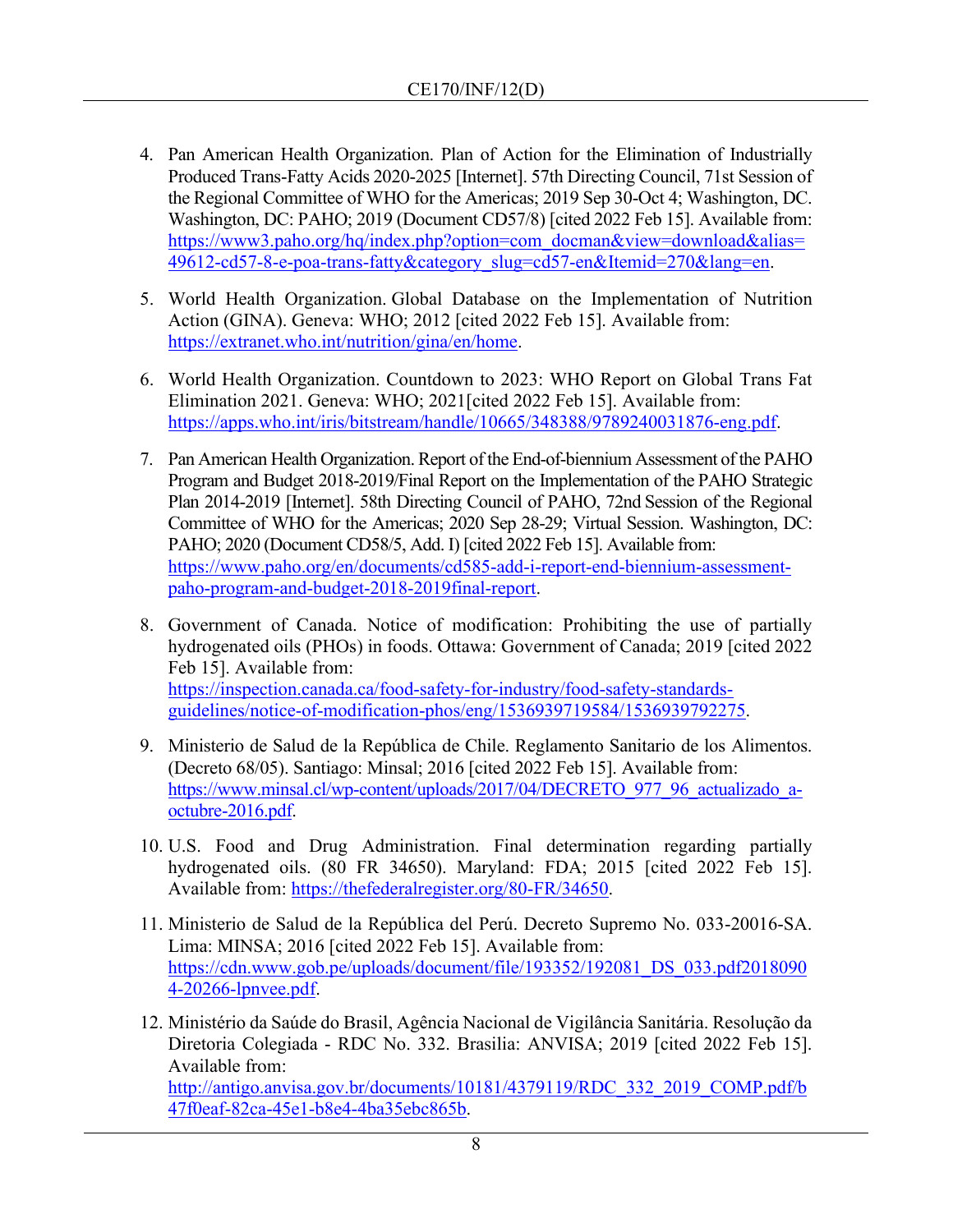4. Pan American Health Organization. Plan of Action for the Elimination of Industrially Produced Trans-Fatty Acids 2020-2025 [Internet]. 57th Directing Council, 71st Session of the Regional Committee of WHO for the Americas; 2019 Sep 30-Oct 4; Washington, DC. Washington, DC: PAHO; 2019 (Document CD57/8) [cited 2022 Feb 15]. Available from: https://www3.paho.org/hq/index.php?option=com_docman&view=download&alias=49612-cd57-8-e-poa-trans-fatty&category_slug=cd57-en&Itemid=270&lang=en.

5. World Health Organization. Global Database on the Implementation of Nutrition Action (GINA). Geneva: WHO; 2012 [cited 2022 Feb 15]. Available from: https://extranet.who.int/nutrition/gina/en/home.

6. World Health Organization. Countdown to 2023: WHO Report on Global Trans Fat Elimination 2021. Geneva: WHO; 2021[cited 2022 Feb 15]. Available from: https://apps.who.int/iris/bitstream/handle/10665/348388/9789240031876-eng.pdf.

7. Pan American Health Organization. Report of the End-of-biennium Assessment of the PAHO Program and Budget 2018-2019/Final Report on the Implementation of the PAHO Strategic Plan 2014-2019 [Internet]. 58th Directing Council of PAHO, 72nd Session of the Regional Committee of WHO for the Americas; 2020 Sep 28-29; Virtual Session. Washington, DC: PAHO; 2020 (Document CD58/5, Add. I) [cited 2022 Feb 15]. Available from: https://www.paho.org/en/documents/cd585-add-i-report-end-biennium-assessment-paho-program-and-budget-2018-2019final-report.

8. Government of Canada. Notice of modification: Prohibiting the use of partially hydrogenated oils (PHOs) in foods. Ottawa: Government of Canada; 2019 [cited 2022 Feb 15]. Available from: https://inspection.canada.ca/food-safety-for-industry/food-safety-standards-guidelines/notice-of-modification-phos/eng/1536939719584/1536939792275.

9. Ministerio de Salud de la República de Chile. Reglamento Sanitario de los Alimentos. (Decreto 68/05). Santiago: Minsal; 2016 [cited 2022 Feb 15]. Available from: https://www.minsal.cl/wp-content/uploads/2017/04/DECRETO_977_96_actualizado_a-octubre-2016.pdf.

10. U.S. Food and Drug Administration. Final determination regarding partially hydrogenated oils. (80 FR 34650). Maryland: FDA; 2015 [cited 2022 Feb 15]. Available from: https://thefederalregister.org/80-FR/34650.

11. Ministerio de Salud de la República del Perú. Decreto Supremo No. 033-20016-SA. Lima: MINSA; 2016 [cited 2022 Feb 15]. Available from: https://cdn.www.gob.pe/uploads/document/file/193352/192081_DS_033.pdf20180904-20266-lpnvee.pdf.

12. Ministério da Saúde do Brasil, Agência Nacional de Vigilância Sanitária. Resolução da Diretoria Colegiada - RDC No. 332. Brasilia: ANVISA; 2019 [cited 2022 Feb 15]. Available from: http://antigo.anvisa.gov.br/documents/10181/4379119/RDC_332_2019_COMP.pdf/b47f0eaf-82ca-45e1-b8e4-4ba35ebc865b.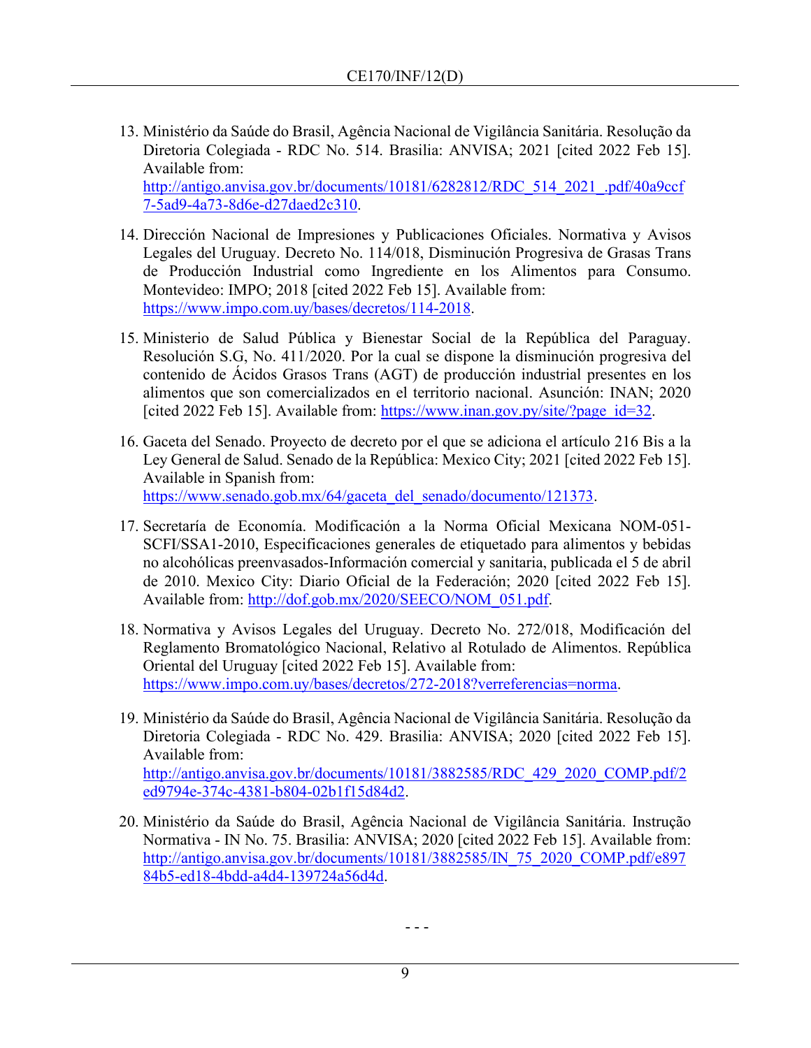13. Ministério da Saúde do Brasil, Agência Nacional de Vigilância Sanitária. Resolução da Diretoria Colegiada - RDC No. 514. Brasilia: ANVISA; 2021 [cited 2022 Feb 15]. Available from: http://antigo.anvisa.gov.br/documents/10181/6282812/RDC_514_2021_.pdf/40a9ccf7-5ad9-4a73-8d6e-d27daed2c310.

14. Dirección Nacional de Impresiones y Publicaciones Oficiales. Normativa y Avisos Legales del Uruguay. Decreto No. 114/018, Disminución Progresiva de Grasas Trans de Producción Industrial como Ingrediente en los Alimentos para Consumo. Montevideo: IMPO; 2018 [cited 2022 Feb 15]. Available from: https://www.impo.com.uy/bases/decretos/114-2018.

15. Ministerio de Salud Pública y Bienestar Social de la República del Paraguay. Resolución S.G, No. 411/2020. Por la cual se dispone la disminución progresiva del contenido de Ácidos Grasos Trans (AGT) de producción industrial presentes en los alimentos que son comercializados en el territorio nacional. Asunción: INAN; 2020 [cited 2022 Feb 15]. Available from: https://www.inan.gov.py/site/?page_id=32.

16. Gaceta del Senado. Proyecto de decreto por el que se adiciona el artículo 216 Bis a la Ley General de Salud. Senado de la República: Mexico City; 2021 [cited 2022 Feb 15]. Available in Spanish from: https://www.senado.gob.mx/64/gaceta_del_senado/documento/121373.

17. Secretaría de Economía. Modificación a la Norma Oficial Mexicana NOM-051-SCFI/SSA1-2010, Especificaciones generales de etiquetado para alimentos y bebidas no alcohólicas preenvasados-Información comercial y sanitaria, publicada el 5 de abril de 2010. Mexico City: Diario Oficial de la Federación; 2020 [cited 2022 Feb 15]. Available from: http://dof.gob.mx/2020/SEECO/NOM_051.pdf.

18. Normativa y Avisos Legales del Uruguay. Decreto No. 272/018, Modificación del Reglamento Bromatológico Nacional, Relativo al Rotulado de Alimentos. República Oriental del Uruguay [cited 2022 Feb 15]. Available from: https://www.impo.com.uy/bases/decretos/272-2018?verreferencias=norma.

19. Ministério da Saúde do Brasil, Agência Nacional de Vigilância Sanitária. Resolução da Diretoria Colegiada - RDC No. 429. Brasilia: ANVISA; 2020 [cited 2022 Feb 15]. Available from: http://antigo.anvisa.gov.br/documents/10181/3882585/RDC_429_2020_COMP.pdf/2ed9794e-374c-4381-b804-02b1f15d84d2.

20. Ministério da Saúde do Brasil, Agência Nacional de Vigilância Sanitária. Instrução Normativa - IN No. 75. Brasilia: ANVISA; 2020 [cited 2022 Feb 15]. Available from: http://antigo.anvisa.gov.br/documents/10181/3882585/IN_75_2020_COMP.pdf/e89784b5-ed18-4bdd-a4d4-139724a56d4d.

- - -